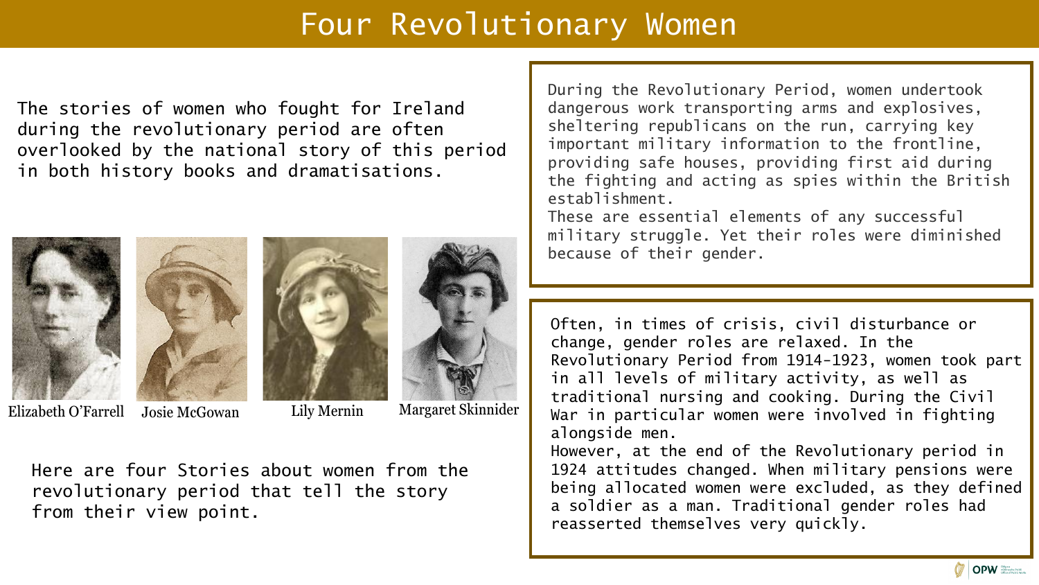# Four Revolutionary Women

The stories of women who fought for Ireland during the revolutionary period are often overlooked by the national story of this period in both history books and dramatisations.

Elizabeth O'Farrell | Josie McGowan | Lily Mernin | Margaret Skinnider

Here are four Stories about women from the revolutionary period that tell the story from their view point.

During the Revolutionary Period, women undertook dangerous work transporting arms and explosives, sheltering republicans on the run, carrying key important military information to the frontline, providing safe houses, providing first aid during the fighting and acting as spies within the British establishment.
These are essential elements of any successful military struggle. Yet their roles were diminished because of their gender.

Often, in times of crisis, civil disturbance or change, gender roles are relaxed. In the Revolutionary Period from 1914-1923, women took part in all levels of military activity, as well as traditional nursing and cooking. During the Civil War in particular women were involved in fighting alongside men.
However, at the end of the Revolutionary period in 1924 attitudes changed. When military pensions were being allocated women were excluded, as they defined a soldier as a man. Traditional gender roles had reasserted themselves very quickly.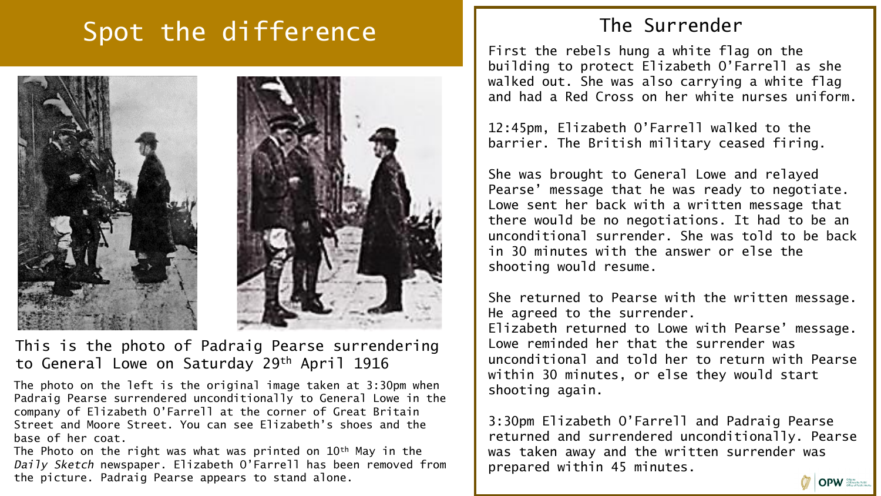# Spot the difference

This is the photo of Padraig Pearse surrendering to General Lowe on Saturday 29th April 1916

The photo on the left is the original image taken at 3:30pm when Padraig Pearse surrendered unconditionally to General Lowe in the company of Elizabeth O'Farrell at the corner of Great Britain Street and Moore Street. You can see Elizabeth's shoes and the base of her coat.

The Photo on the right was what was printed on 10th May in the *Daily Sketch* newspaper. Elizabeth O'Farrell has been removed from the picture. Padraig Pearse appears to stand alone.

## The Surrender

First the rebels hung a white flag on the building to protect Elizabeth O'Farrell as she walked out. She was also carrying a white flag and had a Red Cross on her white nurses uniform.

12:45pm, Elizabeth O'Farrell walked to the barrier. The British military ceased firing.

She was brought to General Lowe and relayed Pearse' message that he was ready to negotiate. Lowe sent her back with a written message that there would be no negotiations. It had to be an unconditional surrender. She was told to be back in 30 minutes with the answer or else the shooting would resume.

She returned to Pearse with the written message. He agreed to the surrender.
Elizabeth returned to Lowe with Pearse' message. Lowe reminded her that the surrender was unconditional and told her to return with Pearse within 30 minutes, or else they would start shooting again.

3:30pm Elizabeth O'Farrell and Padraig Pearse returned and surrendered unconditionally. Pearse was taken away and the written surrender was prepared within 45 minutes.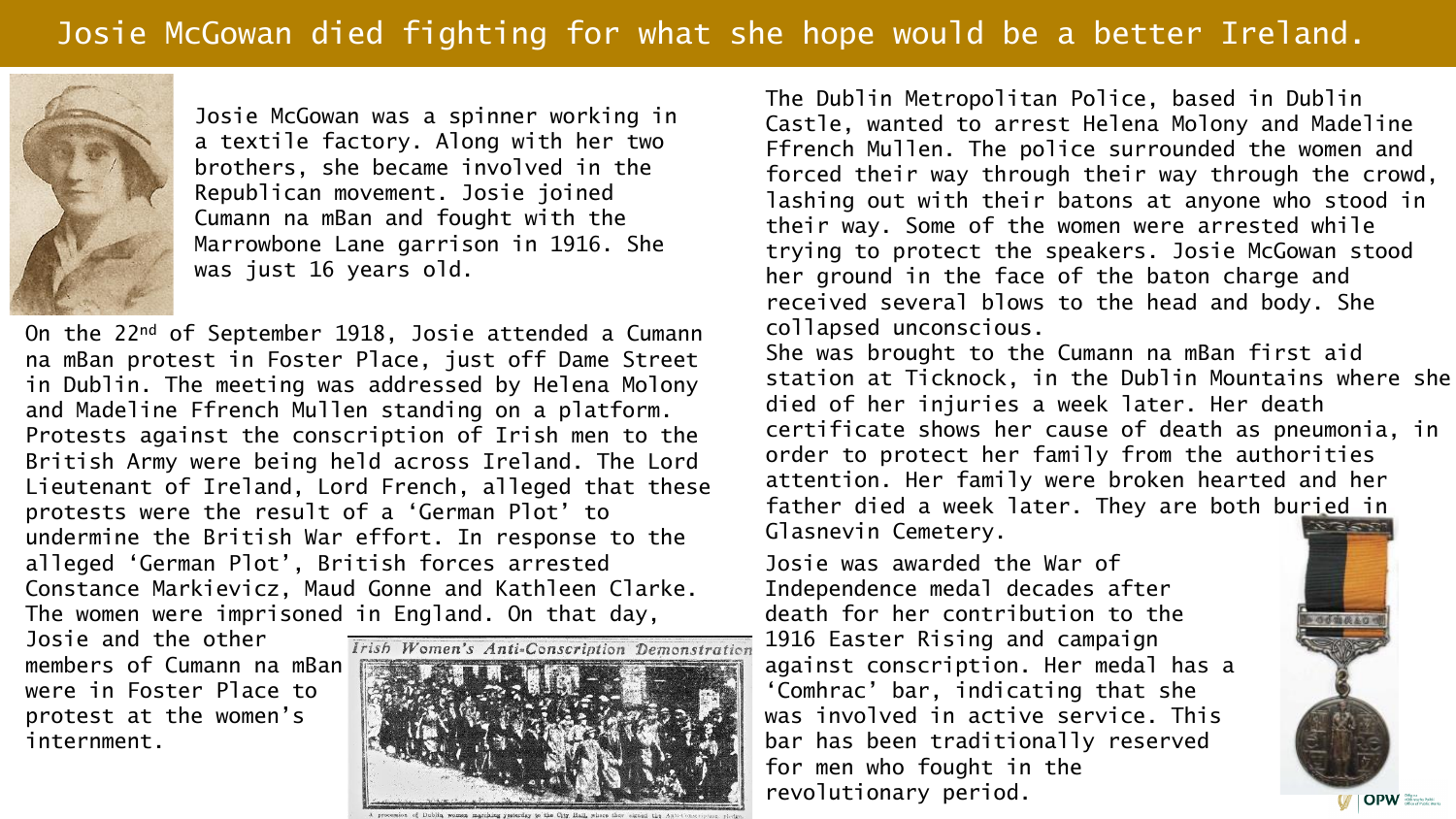# Josie McGowan died fighting for what she hope would be a better Ireland.

Josie McGowan was a spinner working in a textile factory. Along with her two brothers, she became involved in the Republican movement. Josie joined Cumann na mBan and fought with the Marrowbone Lane garrison in 1916. She was just 16 years old.

On the 22nd of September 1918, Josie attended a Cumann na mBan protest in Foster Place, just off Dame Street in Dublin. The meeting was addressed by Helena Molony and Madeline Ffrench Mullen standing on a platform. Protests against the conscription of Irish men to the British Army were being held across Ireland. The Lord Lieutenant of Ireland, Lord French, alleged that these protests were the result of a 'German Plot' to undermine the British War effort. In response to the alleged 'German Plot', British forces arrested Constance Markievicz, Maud Gonne and Kathleen Clarke. The women were imprisoned in England. On that day, Josie and the other members of Cumann na mBan were in Foster Place to protest at the women's internment.

*Irish Women's Anti-Conscription Demonstration*

A procession of Dublin women marching yesterday to the City Hall, where they signed the Anti-Conscription pledge.

The Dublin Metropolitan Police, based in Dublin Castle, wanted to arrest Helena Molony and Madeline Ffrench Mullen. The police surrounded the women and forced their way through their way through the crowd, lashing out with their batons at anyone who stood in their way. Some of the women were arrested while trying to protect the speakers. Josie McGowan stood her ground in the face of the baton charge and received several blows to the head and body. She collapsed unconscious.

She was brought to the Cumann na mBan first aid station at Ticknock, in the Dublin Mountains where she died of her injuries a week later. Her death certificate shows her cause of death as pneumonia, in order to protect her family from the authorities attention. Her family were broken hearted and her father died a week later. They are both buried in Glasnevin Cemetery.

Josie was awarded the War of Independence medal decades after death for her contribution to the 1916 Easter Rising and campaign against conscription. Her medal has a 'Comhrac' bar, indicating that she was involved in active service. This bar has been traditionally reserved for men who fought in the revolutionary period.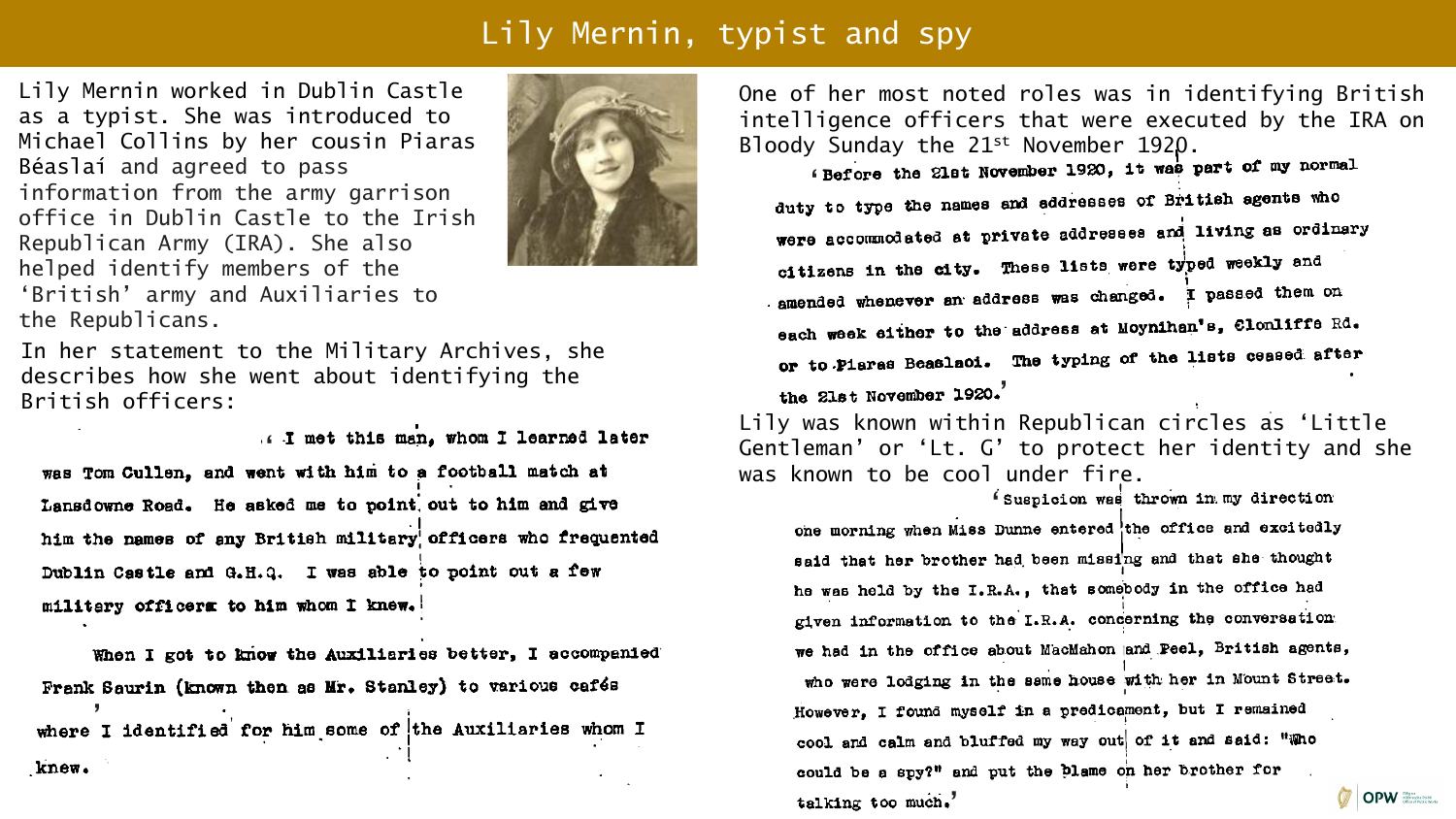# Lily Mernin, typist and spy

Lily Mernin worked in Dublin Castle as a typist. She was introduced to Michael Collins by her cousin Piaras Béaslaí and agreed to pass information from the army garrison office in Dublin Castle to the Irish Republican Army (IRA). She also helped identify members of the 'British' army and Auxiliaries to the Republicans.

In her statement to the Military Archives, she describes how she went about identifying the British officers:

> 'I met this man, whom I learned later was Tom Cullen, and went with him to a football match at Lansdowne Road. He asked me to point out to him and give him the names of any British military officers who frequented Dublin Castle and G.H.Q. I was able to point out a few military officers to him whom I knew.
>
> When I got to know the Auxiliaries better, I accompanied Frank Saurin (known then as Mr. Stanley) to various cafés where I identified for him some of the Auxiliaries whom I knew.

One of her most noted roles was in identifying British intelligence officers that were executed by the IRA on Bloody Sunday the 21st November 1920.

> 'Before the 21st November 1920, it was part of my normal duty to type the names and addresses of British agents who were accommodated at private addresses and living as ordinary citizens in the city. These lists were typed weekly and amended whenever an address was changed. I passed them on each week either to the address at Moynihan's, Clonliffe Rd. or to Piaras Beaslaoi. The typing of the lists ceased after the 21st November 1920.'

Lily was known within Republican circles as 'Little Gentleman' or 'Lt. G' to protect her identity and she was known to be cool under fire.

> 'Suspicion was thrown in my direction one morning when Miss Dunne entered the office and excitedly said that her brother had been missing and that she thought he was held by the I.R.A., that somebody in the office had given information to the I.R.A. concerning the conversation we had in the office about MacMahon and Peel, British agents, who were lodging in the same house with her in Mount Street. However, I found myself in a predicament, but I remained cool and calm and bluffed my way out of it and said: "Who could be a spy?" and put the blame on her brother for talking too much.'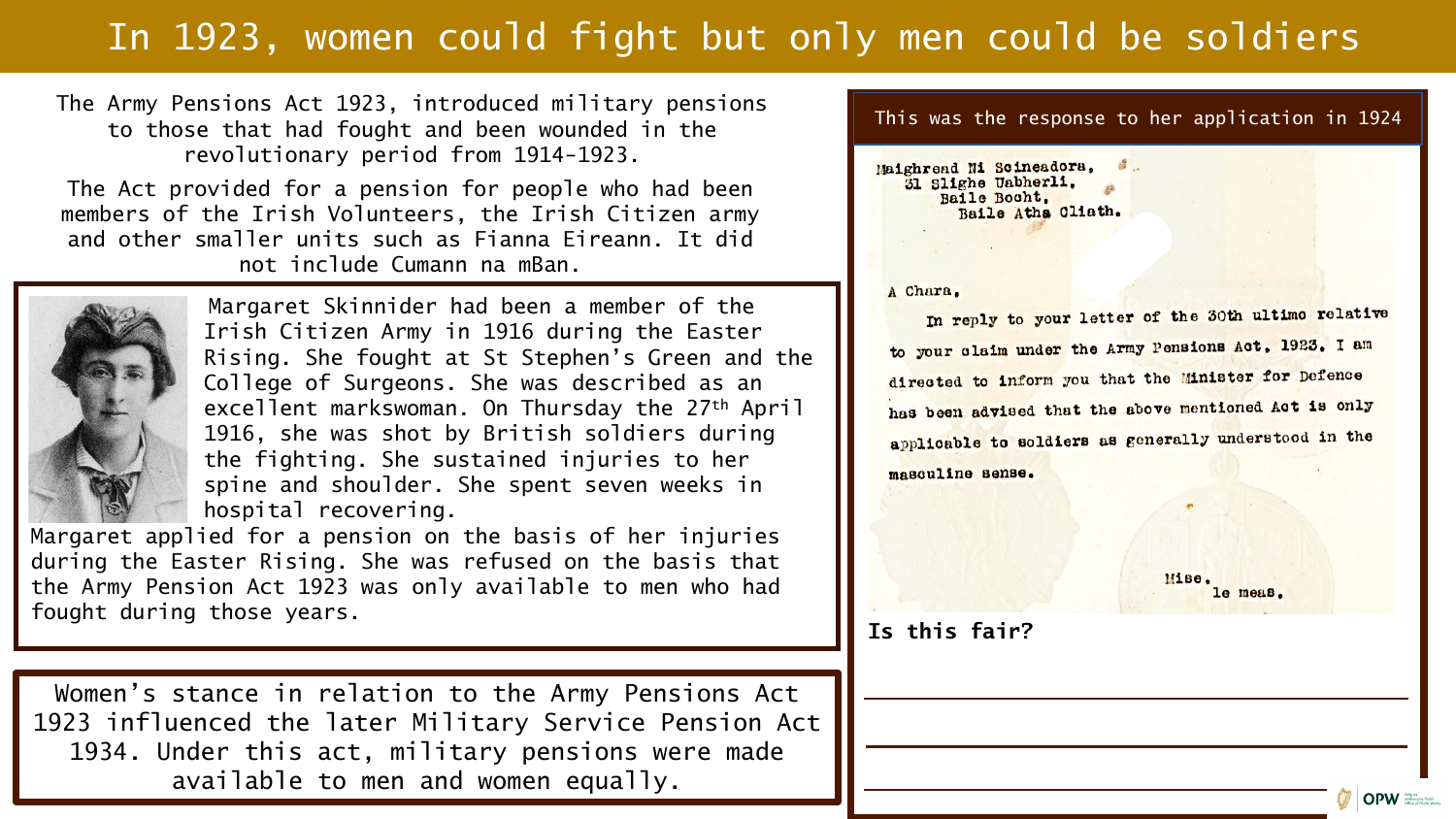# In 1923, women could fight but only men could be soldiers

The Army Pensions Act 1923, introduced military pensions to those that had fought and been wounded in the revolutionary period from 1914-1923.

The Act provided for a pension for people who had been members of the Irish Volunteers, the Irish Citizen army and other smaller units such as Fianna Eireann. It did not include Cumann na mBan.

Margaret Skinnider had been a member of the Irish Citizen Army in 1916 during the Easter Rising. She fought at St Stephen's Green and the College of Surgeons. She was described as an excellent markswoman. On Thursday the 27th April 1916, she was shot by British soldiers during the fighting. She sustained injuries to her spine and shoulder. She spent seven weeks in hospital recovering.

Margaret applied for a pension on the basis of her injuries during the Easter Rising. She was refused on the basis that the Army Pension Act 1923 was only available to men who had fought during those years.

Women's stance in relation to the Army Pensions Act 1923 influenced the later Military Service Pension Act 1934. Under this act, military pensions were made available to men and women equally.

This was the response to her application in 1924

Maighread Ni Scineadora,
31 Slighe Uabherli,
Baile Bocht,
Baile Atha Cliath.

A Chara,

In reply to your letter of the 30th ultimo relative to your claim under the Army Pensions Act, 1923, I am directed to inform you that the Minister for Defence has been advised that the above mentioned Act is only applicable to soldiers as generally understood in the masculine sense.

Mise,
le meas,

**Is this fair?**

\_\_\_\_\_\_\_\_\_\_\_\_\_\_\_\_\_\_\_\_\_\_\_\_\_\_\_\_\_\_\_\_\_\_\_\_\_\_\_\_

\_\_\_\_\_\_\_\_\_\_\_\_\_\_\_\_\_\_\_\_\_\_\_\_\_\_\_\_\_\_\_\_\_\_\_\_\_\_\_\_

\_\_\_\_\_\_\_\_\_\_\_\_\_\_\_\_\_\_\_\_\_\_\_\_\_\_\_\_\_\_\_\_\_\_\_\_\_\_\_\_